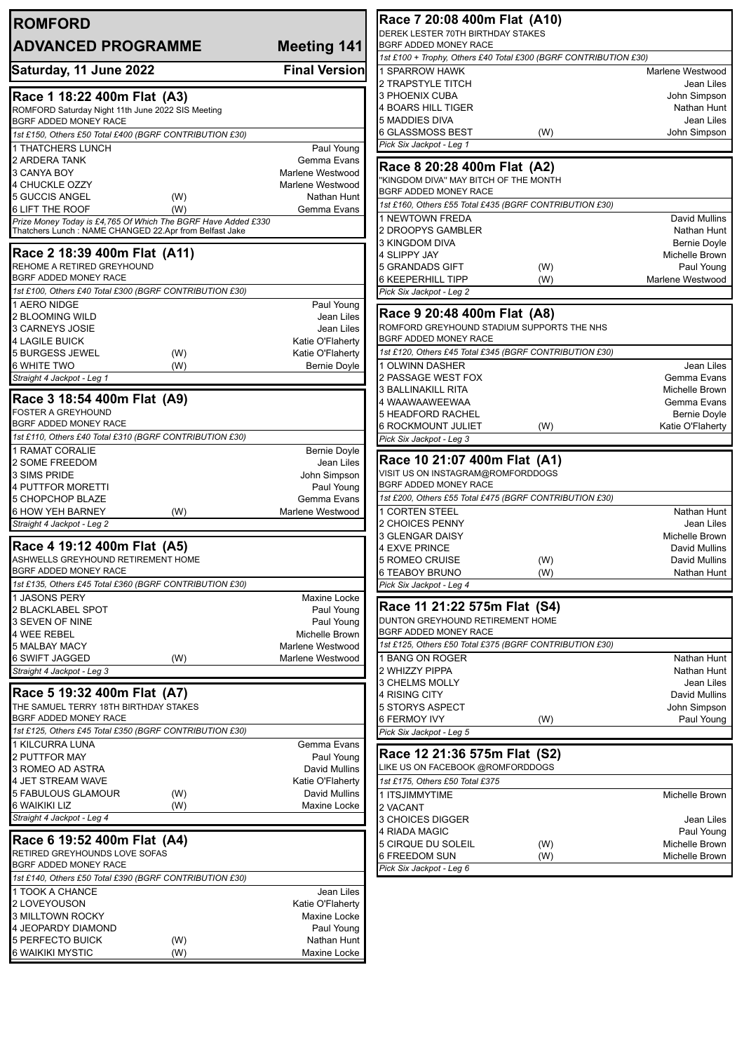# ROMFORD

## ADVANCED PROGRAMME — Meeting 141

**Saturday, 11 June 2022** — **Final Version**

### Race 1 18:22 400m Flat (A3)

ROMFORD Saturday Night 11th June 2022 SIS Meeting
BGRF ADDED MONEY RACE

*1st £150, Others £50 Total £400 (BGRF CONTRIBUTION £30)*

| Trap | Greyhound | | Trainer |
|---|---|---|---|
| 1 | THATCHERS LUNCH | | Paul Young |
| 2 | ARDERA TANK | | Gemma Evans |
| 3 | CANYA BOY | | Marlene Westwood |
| 4 | CHUCKLE OZZY | | Marlene Westwood |
| 5 | GUCCIS ANGEL | (W) | Nathan Hunt |
| 6 | LIFT THE ROOF | (W) | Gemma Evans |

*Prize Money Today is £4,765 Of Which The BGRF Have Added £330*
Thatchers Lunch : NAME CHANGED 22.Apr from Belfast Jake

### Race 2 18:39 400m Flat (A11)

REHOME A RETIRED GREYHOUND
BGRF ADDED MONEY RACE

*1st £100, Others £40 Total £300 (BGRF CONTRIBUTION £30)*

| Trap | Greyhound | | Trainer |
|---|---|---|---|
| 1 | AERO NIDGE | | Paul Young |
| 2 | BLOOMING WILD | | Jean Liles |
| 3 | CARNEYS JOSIE | | Jean Liles |
| 4 | LAGILE BUICK | | Katie O'Flaherty |
| 5 | BURGESS JEWEL | (W) | Katie O'Flaherty |
| 6 | WHITE TWO | (W) | Bernie Doyle |

*Straight 4 Jackpot - Leg 1*

### Race 3 18:54 400m Flat (A9)

FOSTER A GREYHOUND
BGRF ADDED MONEY RACE

*1st £110, Others £40 Total £310 (BGRF CONTRIBUTION £30)*

| Trap | Greyhound | | Trainer |
|---|---|---|---|
| 1 | RAMAT CORALIE | | Bernie Doyle |
| 2 | SOME FREEDOM | | Jean Liles |
| 3 | SIMS PRIDE | | John Simpson |
| 4 | PUTTFOR MORETTI | | Paul Young |
| 5 | CHOPCHOP BLAZE | | Gemma Evans |
| 6 | HOW YEH BARNEY | (W) | Marlene Westwood |

*Straight 4 Jackpot - Leg 2*

### Race 4 19:12 400m Flat (A5)

ASHWELLS GREYHOUND RETIREMENT HOME
BGRF ADDED MONEY RACE

*1st £135, Others £45 Total £360 (BGRF CONTRIBUTION £30)*

| Trap | Greyhound | | Trainer |
|---|---|---|---|
| 1 | JASONS PERY | | Maxine Locke |
| 2 | BLACKLABEL SPOT | | Paul Young |
| 3 | SEVEN OF NINE | | Paul Young |
| 4 | WEE REBEL | | Michelle Brown |
| 5 | MALBAY MACY | | Marlene Westwood |
| 6 | SWIFT JAGGED | (W) | Marlene Westwood |

*Straight 4 Jackpot - Leg 3*

### Race 5 19:32 400m Flat (A7)

THE SAMUEL TERRY 18TH BIRTHDAY STAKES
BGRF ADDED MONEY RACE

*1st £125, Others £45 Total £350 (BGRF CONTRIBUTION £30)*

| Trap | Greyhound | | Trainer |
|---|---|---|---|
| 1 | KILCURRA LUNA | | Gemma Evans |
| 2 | PUTTFOR MAY | | Paul Young |
| 3 | ROMEO AD ASTRA | | David Mullins |
| 4 | JET STREAM WAVE | | Katie O'Flaherty |
| 5 | FABULOUS GLAMOUR | (W) | David Mullins |
| 6 | WAIKIKI LIZ | (W) | Maxine Locke |

*Straight 4 Jackpot - Leg 4*

### Race 6 19:52 400m Flat (A4)

RETIRED GREYHOUNDS LOVE SOFAS
BGRF ADDED MONEY RACE

*1st £140, Others £50 Total £390 (BGRF CONTRIBUTION £30)*

| Trap | Greyhound | | Trainer |
|---|---|---|---|
| 1 | TOOK A CHANCE | | Jean Liles |
| 2 | LOVEYOUSON | | Katie O'Flaherty |
| 3 | MILLTOWN ROCKY | | Maxine Locke |
| 4 | JEOPARDY DIAMOND | | Paul Young |
| 5 | PERFECTO BUICK | (W) | Nathan Hunt |
| 6 | WAIKIKI MYSTIC | (W) | Maxine Locke |

### Race 7 20:08 400m Flat (A10)

DEREK LESTER 70TH BIRTHDAY STAKES
BGRF ADDED MONEY RACE

*1st £100 + Trophy, Others £40 Total £300 (BGRF CONTRIBUTION £30)*

| Trap | Greyhound | | Trainer |
|---|---|---|---|
| 1 | SPARROW HAWK | | Marlene Westwood |
| 2 | TRAPSTYLE TITCH | | Jean Liles |
| 3 | PHOENIX CUBA | | John Simpson |
| 4 | BOARS HILL TIGER | | Nathan Hunt |
| 5 | MADDIES DIVA | | Jean Liles |
| 6 | GLASSMOSS BEST | (W) | John Simpson |

*Pick Six Jackpot - Leg 1*

### Race 8 20:28 400m Flat (A2)

"KINGDOM DIVA" MAY BITCH OF THE MONTH
BGRF ADDED MONEY RACE

*1st £160, Others £55 Total £435 (BGRF CONTRIBUTION £30)*

| Trap | Greyhound | | Trainer |
|---|---|---|---|
| 1 | NEWTOWN FREDA | | David Mullins |
| 2 | DROOPYS GAMBLER | | Nathan Hunt |
| 3 | KINGDOM DIVA | | Bernie Doyle |
| 4 | SLIPPY JAY | | Michelle Brown |
| 5 | GRANDADS GIFT | (W) | Paul Young |
| 6 | KEEPERHILL TIPP | (W) | Marlene Westwood |

*Pick Six Jackpot - Leg 2*

### Race 9 20:48 400m Flat (A8)

ROMFORD GREYHOUND STADIUM SUPPORTS THE NHS
BGRF ADDED MONEY RACE

*1st £120, Others £45 Total £345 (BGRF CONTRIBUTION £30)*

| Trap | Greyhound | | Trainer |
|---|---|---|---|
| 1 | OLWINN DASHER | | Jean Liles |
| 2 | PASSAGE WEST FOX | | Gemma Evans |
| 3 | BALLINAKILL RITA | | Michelle Brown |
| 4 | WAAWAAWEEWAA | | Gemma Evans |
| 5 | HEADFORD RACHEL | | Bernie Doyle |
| 6 | ROCKMOUNT JULIET | (W) | Katie O'Flaherty |

*Pick Six Jackpot - Leg 3*

### Race 10 21:07 400m Flat (A1)

VISIT US ON INSTAGRAM@ROMFORDDOGS
BGRF ADDED MONEY RACE

*1st £200, Others £55 Total £475 (BGRF CONTRIBUTION £30)*

| Trap | Greyhound | | Trainer |
|---|---|---|---|
| 1 | CORTEN STEEL | | Nathan Hunt |
| 2 | CHOICES PENNY | | Jean Liles |
| 3 | GLENGAR DAISY | | Michelle Brown |
| 4 | EXVE PRINCE | | David Mullins |
| 5 | ROMEO CRUISE | (W) | David Mullins |
| 6 | TEABOY BRUNO | (W) | Nathan Hunt |

*Pick Six Jackpot - Leg 4*

### Race 11 21:22 575m Flat (S4)

DUNTON GREYHOUND RETIREMENT HOME
BGRF ADDED MONEY RACE

*1st £125, Others £50 Total £375 (BGRF CONTRIBUTION £30)*

| Trap | Greyhound | | Trainer |
|---|---|---|---|
| 1 | BANG ON ROGER | | Nathan Hunt |
| 2 | WHIZZY PIPPA | | Nathan Hunt |
| 3 | CHELMS MOLLY | | Jean Liles |
| 4 | RISING CITY | | David Mullins |
| 5 | STORYS ASPECT | | John Simpson |
| 6 | FERMOY IVY | (W) | Paul Young |

*Pick Six Jackpot - Leg 5*

### Race 12 21:36 575m Flat (S2)

LIKE US ON FACEBOOK @ROMFORDDOGS

*1st £175, Others £50 Total £375*

| Trap | Greyhound | | Trainer |
|---|---|---|---|
| 1 | ITSJIMMYTIME | | Michelle Brown |
| 2 | VACANT | | |
| 3 | CHOICES DIGGER | | Jean Liles |
| 4 | RIADA MAGIC | | Paul Young |
| 5 | CIRQUE DU SOLEIL | (W) | Michelle Brown |
| 6 | FREEDOM SUN | (W) | Michelle Brown |

*Pick Six Jackpot - Leg 6*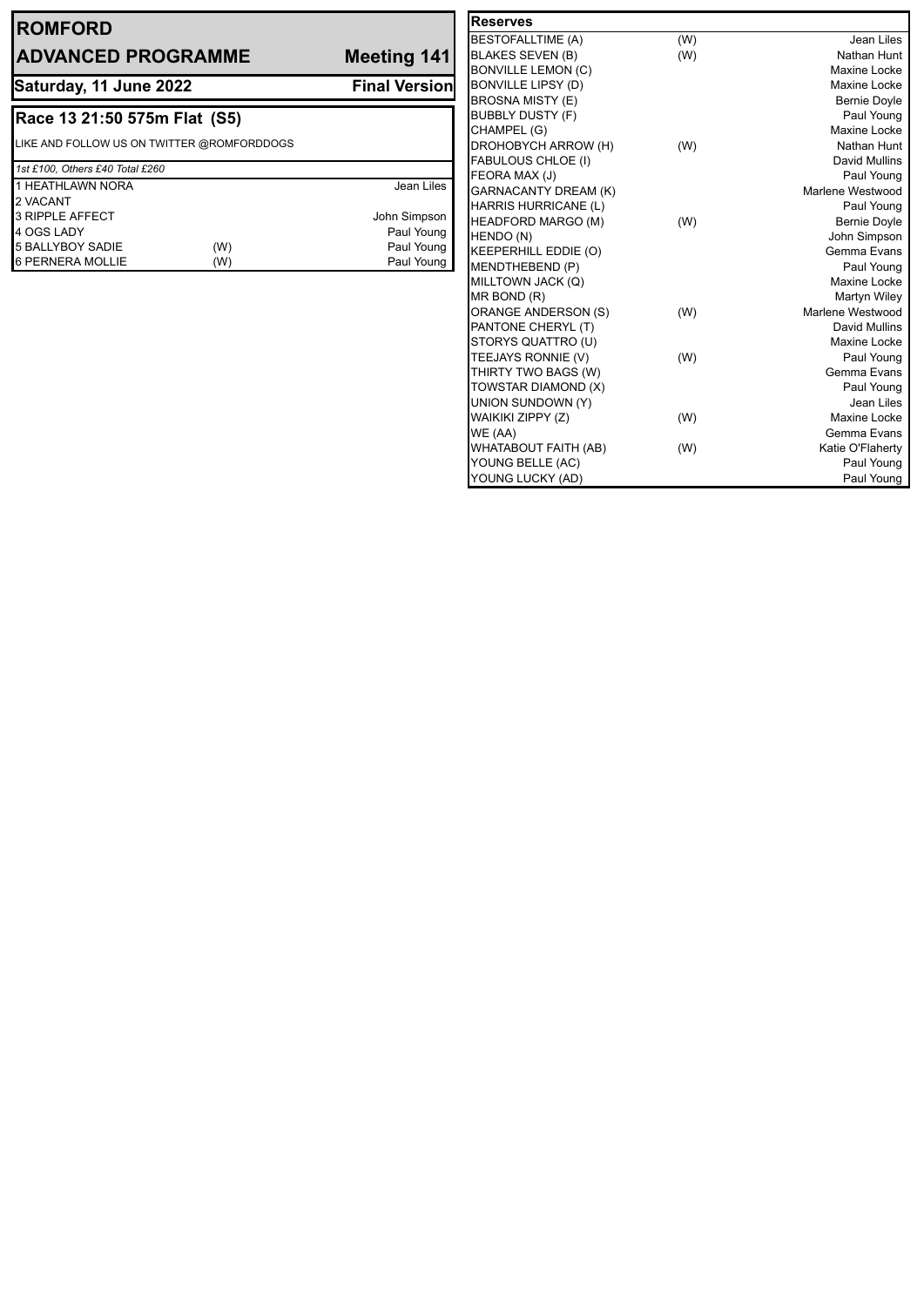# ROMFORD

## ADVANCED PROGRAMME — Meeting 141

**Saturday, 11 June 2022** — **Final Version**

## Race 13 21:50 575m Flat (S5)

LIKE AND FOLLOW US ON TWITTER @ROMFORDDOGS

*1st £100, Others £40 Total £260*

| | | |
|---|---|---|
| 1 HEATHLAWN NORA | | Jean Liles |
| 2 VACANT | | |
| 3 RIPPLE AFFECT | | John Simpson |
| 4 OGS LADY | | Paul Young |
| 5 BALLYBOY SADIE | (W) | Paul Young |
| 6 PERNERA MOLLIE | (W) | Paul Young |

| Reserves | | |
|---|---|---|
| BESTOFALLTIME (A) | (W) | Jean Liles |
| BLAKES SEVEN (B) | (W) | Nathan Hunt |
| BONVILLE LEMON (C) | | Maxine Locke |
| BONVILLE LIPSY (D) | | Maxine Locke |
| BROSNA MISTY (E) | | Bernie Doyle |
| BUBBLY DUSTY (F) | | Paul Young |
| CHAMPEL (G) | | Maxine Locke |
| DROHOBYCH ARROW (H) | (W) | Nathan Hunt |
| FABULOUS CHLOE (I) | | David Mullins |
| FEORA MAX (J) | | Paul Young |
| GARNACANTY DREAM (K) | | Marlene Westwood |
| HARRIS HURRICANE (L) | | Paul Young |
| HEADFORD MARGO (M) | (W) | Bernie Doyle |
| HENDO (N) | | John Simpson |
| KEEPERHILL EDDIE (O) | | Gemma Evans |
| MENDTHEBEND (P) | | Paul Young |
| MILLTOWN JACK (Q) | | Maxine Locke |
| MR BOND (R) | | Martyn Wiley |
| ORANGE ANDERSON (S) | (W) | Marlene Westwood |
| PANTONE CHERYL (T) | | David Mullins |
| STORYS QUATTRO (U) | | Maxine Locke |
| TEEJAYS RONNIE (V) | (W) | Paul Young |
| THIRTY TWO BAGS (W) | | Gemma Evans |
| TOWSTAR DIAMOND (X) | | Paul Young |
| UNION SUNDOWN (Y) | | Jean Liles |
| WAIKIKI ZIPPY (Z) | (W) | Maxine Locke |
| WE (AA) | | Gemma Evans |
| WHATABOUT FAITH (AB) | (W) | Katie O'Flaherty |
| YOUNG BELLE (AC) | | Paul Young |
| YOUNG LUCKY (AD) | | Paul Young |